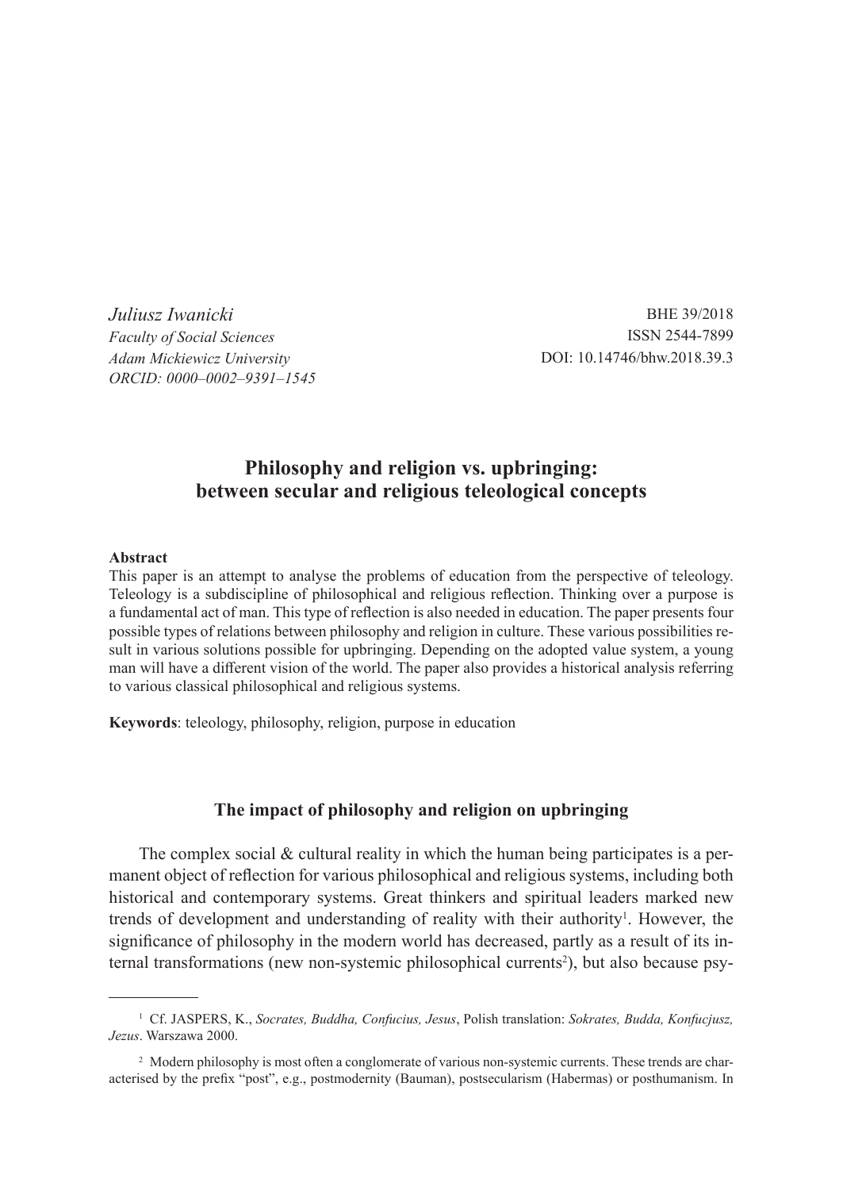*Juliusz Iwanicki*
*Faculty of Social Sciences*
*Adam Mickiewicz University*
*ORCID: 0000–0002–9391–1545*

BHE 39/2018
ISSN 2544-7899
DOI: 10.14746/bhw.2018.39.3

# Philosophy and religion vs. upbringing: between secular and religious teleological concepts

**Abstract**
This paper is an attempt to analyse the problems of education from the perspective of teleology. Teleology is a subdiscipline of philosophical and religious reflection. Thinking over a purpose is a fundamental act of man. This type of reflection is also needed in education. The paper presents four possible types of relations between philosophy and religion in culture. These various possibilities result in various solutions possible for upbringing. Depending on the adopted value system, a young man will have a different vision of the world. The paper also provides a historical analysis referring to various classical philosophical and religious systems.

**Keywords**: teleology, philosophy, religion, purpose in education

## The impact of philosophy and religion on upbringing

The complex social & cultural reality in which the human being participates is a permanent object of reflection for various philosophical and religious systems, including both historical and contemporary systems. Great thinkers and spiritual leaders marked new trends of development and understanding of reality with their authority[1]. However, the significance of philosophy in the modern world has decreased, partly as a result of its internal transformations (new non-systemic philosophical currents[2]), but also because psy-

---

[1] Cf. JASPERS, K., *Socrates, Buddha, Confucius, Jesus*, Polish translation: *Sokrates, Budda, Konfucjusz, Jezus*. Warszawa 2000.

[2] Modern philosophy is most often a conglomerate of various non-systemic currents. These trends are characterised by the prefix "post", e.g., postmodernity (Bauman), postsecularism (Habermas) or posthumanism. In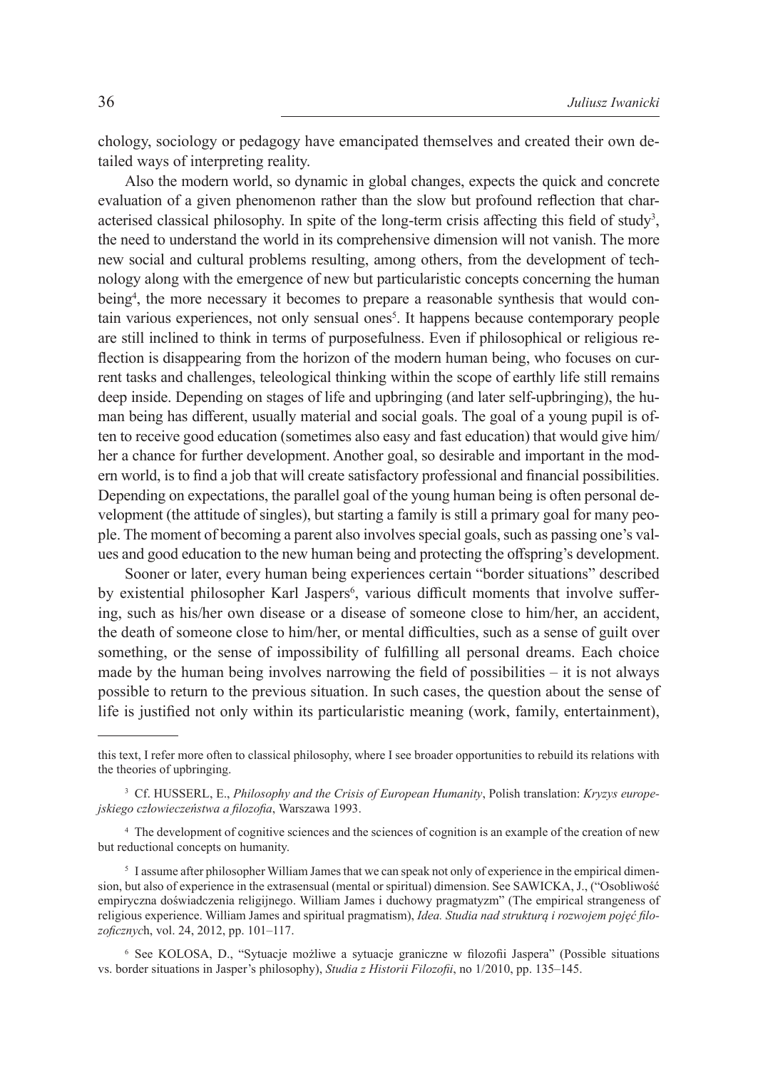chology, sociology or pedagogy have emancipated themselves and created their own detailed ways of interpreting reality.

Also the modern world, so dynamic in global changes, expects the quick and concrete evaluation of a given phenomenon rather than the slow but profound reflection that characterised classical philosophy. In spite of the long-term crisis affecting this field of study[3], the need to understand the world in its comprehensive dimension will not vanish. The more new social and cultural problems resulting, among others, from the development of technology along with the emergence of new but particularistic concepts concerning the human being[4], the more necessary it becomes to prepare a reasonable synthesis that would contain various experiences, not only sensual ones[5]. It happens because contemporary people are still inclined to think in terms of purposefulness. Even if philosophical or religious reflection is disappearing from the horizon of the modern human being, who focuses on current tasks and challenges, teleological thinking within the scope of earthly life still remains deep inside. Depending on stages of life and upbringing (and later self-upbringing), the human being has different, usually material and social goals. The goal of a young pupil is often to receive good education (sometimes also easy and fast education) that would give him/her a chance for further development. Another goal, so desirable and important in the modern world, is to find a job that will create satisfactory professional and financial possibilities. Depending on expectations, the parallel goal of the young human being is often personal development (the attitude of singles), but starting a family is still a primary goal for many people. The moment of becoming a parent also involves special goals, such as passing one's values and good education to the new human being and protecting the offspring's development.

Sooner or later, every human being experiences certain "border situations" described by existential philosopher Karl Jaspers[6], various difficult moments that involve suffering, such as his/her own disease or a disease of someone close to him/her, an accident, the death of someone close to him/her, or mental difficulties, such as a sense of guilt over something, or the sense of impossibility of fulfilling all personal dreams. Each choice made by the human being involves narrowing the field of possibilities – it is not always possible to return to the previous situation. In such cases, the question about the sense of life is justified not only within its particularistic meaning (work, family, entertainment),

---

this text, I refer more often to classical philosophy, where I see broader opportunities to rebuild its relations with the theories of upbringing.

[3] Cf. HUSSERL, E., *Philosophy and the Crisis of European Humanity*, Polish translation: *Kryzys europejskiego człowieczeństwa a filozofia*, Warszawa 1993.

[4] The development of cognitive sciences and the sciences of cognition is an example of the creation of new but reductional concepts on humanity.

[5] I assume after philosopher William James that we can speak not only of experience in the empirical dimension, but also of experience in the extrasensual (mental or spiritual) dimension. See SAWICKA, J., ("Osobliwość empiryczna doświadczenia religijnego. William James i duchowy pragmatyzm" (The empirical strangeness of religious experience. William James and spiritual pragmatism), *Idea. Studia nad strukturą i rozwojem pojęć filozoficznych*, vol. 24, 2012, pp. 101–117.

[6] See KOLOSA, D., "Sytuacje możliwe a sytuacje graniczne w filozofii Jaspera" (Possible situations vs. border situations in Jasper's philosophy), *Studia z Historii Filozofii*, no 1/2010, pp. 135–145.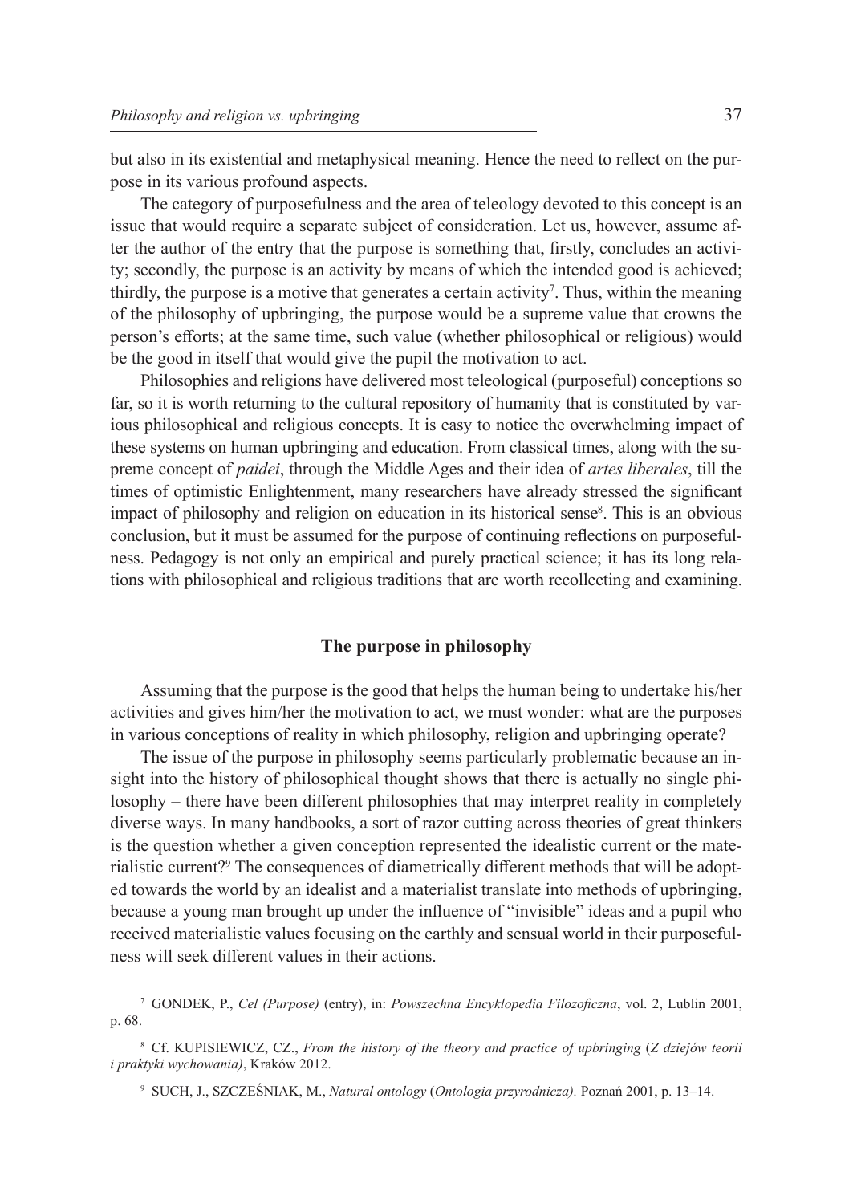but also in its existential and metaphysical meaning. Hence the need to reflect on the purpose in its various profound aspects.

The category of purposefulness and the area of teleology devoted to this concept is an issue that would require a separate subject of consideration. Let us, however, assume after the author of the entry that the purpose is something that, firstly, concludes an activity; secondly, the purpose is an activity by means of which the intended good is achieved; thirdly, the purpose is a motive that generates a certain activity[7]. Thus, within the meaning of the philosophy of upbringing, the purpose would be a supreme value that crowns the person's efforts; at the same time, such value (whether philosophical or religious) would be the good in itself that would give the pupil the motivation to act.

Philosophies and religions have delivered most teleological (purposeful) conceptions so far, so it is worth returning to the cultural repository of humanity that is constituted by various philosophical and religious concepts. It is easy to notice the overwhelming impact of these systems on human upbringing and education. From classical times, along with the supreme concept of *paidei*, through the Middle Ages and their idea of *artes liberales*, till the times of optimistic Enlightenment, many researchers have already stressed the significant impact of philosophy and religion on education in its historical sense[8]. This is an obvious conclusion, but it must be assumed for the purpose of continuing reflections on purposefulness. Pedagogy is not only an empirical and purely practical science; it has its long relations with philosophical and religious traditions that are worth recollecting and examining.

## The purpose in philosophy

Assuming that the purpose is the good that helps the human being to undertake his/her activities and gives him/her the motivation to act, we must wonder: what are the purposes in various conceptions of reality in which philosophy, religion and upbringing operate?

The issue of the purpose in philosophy seems particularly problematic because an insight into the history of philosophical thought shows that there is actually no single philosophy – there have been different philosophies that may interpret reality in completely diverse ways. In many handbooks, a sort of razor cutting across theories of great thinkers is the question whether a given conception represented the idealistic current or the materialistic current?[9] The consequences of diametrically different methods that will be adopted towards the world by an idealist and a materialist translate into methods of upbringing, because a young man brought up under the influence of "invisible" ideas and a pupil who received materialistic values focusing on the earthly and sensual world in their purposefulness will seek different values in their actions.

---

[7] GONDEK, P., *Cel (Purpose)* (entry), in: *Powszechna Encyklopedia Filozoficzna*, vol. 2, Lublin 2001, p. 68.

[8] Cf. KUPISIEWICZ, CZ., *From the history of the theory and practice of upbringing* (*Z dziejów teorii i praktyki wychowania)*, Kraków 2012.

[9] SUCH, J., SZCZEŚNIAK, M., *Natural ontology* (*Ontologia przyrodnicza).* Poznań 2001, p. 13–14.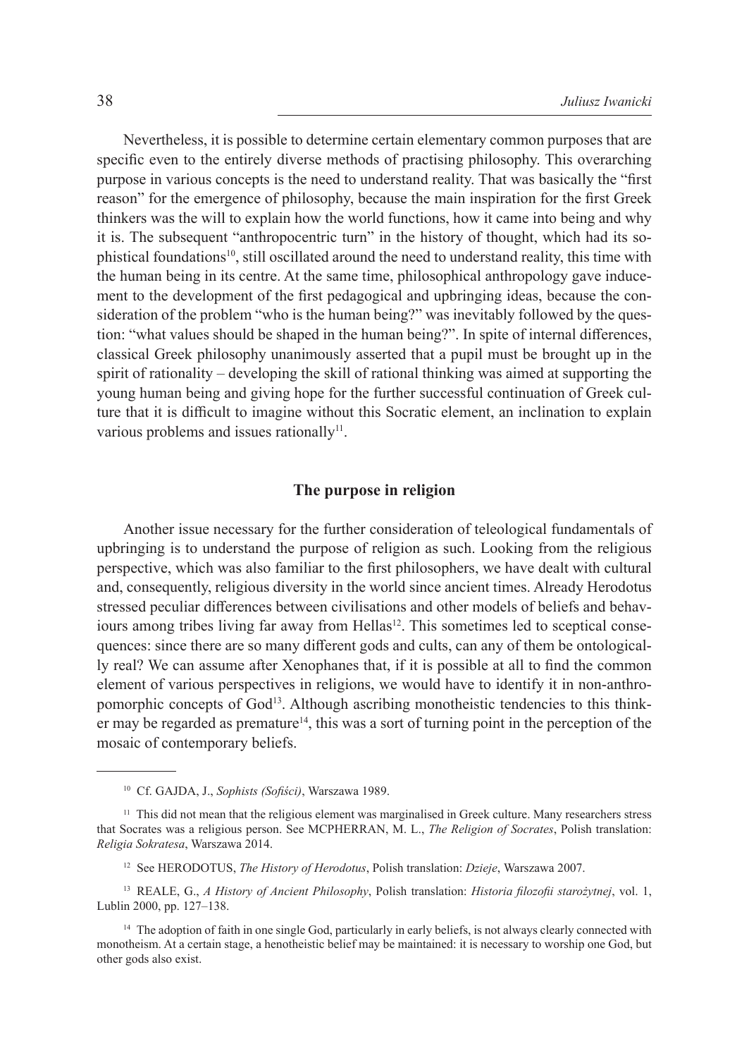Nevertheless, it is possible to determine certain elementary common purposes that are specific even to the entirely diverse methods of practising philosophy. This overarching purpose in various concepts is the need to understand reality. That was basically the "first reason" for the emergence of philosophy, because the main inspiration for the first Greek thinkers was the will to explain how the world functions, how it came into being and why it is. The subsequent "anthropocentric turn" in the history of thought, which had its sophistical foundations[10], still oscillated around the need to understand reality, this time with the human being in its centre. At the same time, philosophical anthropology gave inducement to the development of the first pedagogical and upbringing ideas, because the consideration of the problem "who is the human being?" was inevitably followed by the question: "what values should be shaped in the human being?". In spite of internal differences, classical Greek philosophy unanimously asserted that a pupil must be brought up in the spirit of rationality – developing the skill of rational thinking was aimed at supporting the young human being and giving hope for the further successful continuation of Greek culture that it is difficult to imagine without this Socratic element, an inclination to explain various problems and issues rationally[11].

## The purpose in religion

Another issue necessary for the further consideration of teleological fundamentals of upbringing is to understand the purpose of religion as such. Looking from the religious perspective, which was also familiar to the first philosophers, we have dealt with cultural and, consequently, religious diversity in the world since ancient times. Already Herodotus stressed peculiar differences between civilisations and other models of beliefs and behaviours among tribes living far away from Hellas[12]. This sometimes led to sceptical consequences: since there are so many different gods and cults, can any of them be ontologically real? We can assume after Xenophanes that, if it is possible at all to find the common element of various perspectives in religions, we would have to identify it in non-anthropomorphic concepts of God[13]. Although ascribing monotheistic tendencies to this thinker may be regarded as premature[14], this was a sort of turning point in the perception of the mosaic of contemporary beliefs.

---

[10] Cf. GAJDA, J., *Sophists (Sofiści)*, Warszawa 1989.

[11] This did not mean that the religious element was marginalised in Greek culture. Many researchers stress that Socrates was a religious person. See MCPHERRAN, M. L., *The Religion of Socrates*, Polish translation: *Religia Sokratesa*, Warszawa 2014.

[12] See HERODOTUS, *The History of Herodotus*, Polish translation: *Dzieje*, Warszawa 2007.

[13] REALE, G., *A History of Ancient Philosophy*, Polish translation: *Historia filozofii starożytnej*, vol. 1, Lublin 2000, pp. 127–138.

[14] The adoption of faith in one single God, particularly in early beliefs, is not always clearly connected with monotheism. At a certain stage, a henotheistic belief may be maintained: it is necessary to worship one God, but other gods also exist.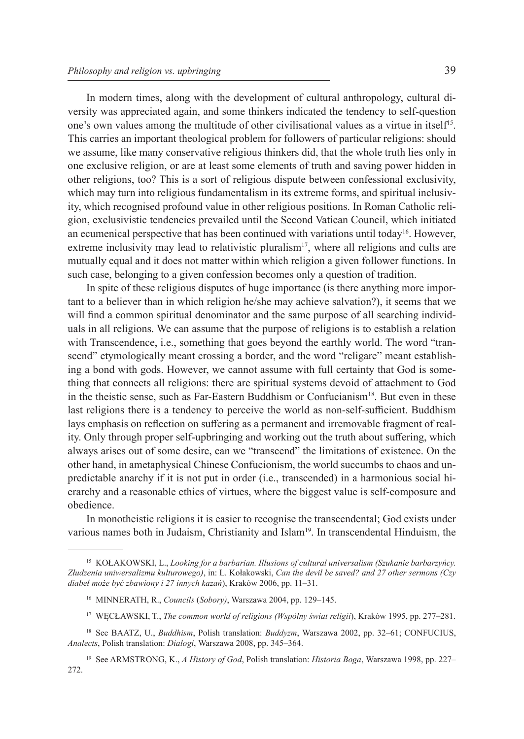In modern times, along with the development of cultural anthropology, cultural diversity was appreciated again, and some thinkers indicated the tendency to self-question one's own values among the multitude of other civilisational values as a virtue in itself[15]. This carries an important theological problem for followers of particular religions: should we assume, like many conservative religious thinkers did, that the whole truth lies only in one exclusive religion, or are at least some elements of truth and saving power hidden in other religions, too? This is a sort of religious dispute between confessional exclusivity, which may turn into religious fundamentalism in its extreme forms, and spiritual inclusivity, which recognised profound value in other religious positions. In Roman Catholic religion, exclusivistic tendencies prevailed until the Second Vatican Council, which initiated an ecumenical perspective that has been continued with variations until today[16]. However, extreme inclusivity may lead to relativistic pluralism[17], where all religions and cults are mutually equal and it does not matter within which religion a given follower functions. In such case, belonging to a given confession becomes only a question of tradition.

In spite of these religious disputes of huge importance (is there anything more important to a believer than in which religion he/she may achieve salvation?), it seems that we will find a common spiritual denominator and the same purpose of all searching individuals in all religions. We can assume that the purpose of religions is to establish a relation with Transcendence, i.e., something that goes beyond the earthly world. The word "transcend" etymologically meant crossing a border, and the word "religare" meant establishing a bond with gods. However, we cannot assume with full certainty that God is something that connects all religions: there are spiritual systems devoid of attachment to God in the theistic sense, such as Far-Eastern Buddhism or Confucianism[18]. But even in these last religions there is a tendency to perceive the world as non-self-sufficient. Buddhism lays emphasis on reflection on suffering as a permanent and irremovable fragment of reality. Only through proper self-upbringing and working out the truth about suffering, which always arises out of some desire, can we "transcend" the limitations of existence. On the other hand, in ametaphysical Chinese Confucionism, the world succumbs to chaos and unpredictable anarchy if it is not put in order (i.e., transcended) in a harmonious social hierarchy and a reasonable ethics of virtues, where the biggest value is self-composure and obedience.

In monotheistic religions it is easier to recognise the transcendental; God exists under various names both in Judaism, Christianity and Islam[19]. In transcendental Hinduism, the

---

[15] KOŁAKOWSKI, L., *Looking for a barbarian. Illusions of cultural universalism (Szukanie barbarzyńcy. Złudzenia uniwersalizmu kulturowego)*, in: L. Kołakowski, *Can the devil be saved? and 27 other sermons (Czy diabeł może być zbawiony i 27 innych kazań*), Kraków 2006, pp. 11–31.

[16] MINNERATH, R., *Councils* (*Sobory)*, Warszawa 2004, pp. 129–145.

[17] WĘCŁAWSKI, T., *The common world of religions (Wspólny świat religii*), Kraków 1995, pp. 277–281.

[18] See BAATZ, U., *Buddhism*, Polish translation: *Buddyzm*, Warszawa 2002, pp. 32–61; CONFUCIUS, *Analects*, Polish translation: *Dialogi*, Warszawa 2008, pp. 345–364.

[19] See ARMSTRONG, K., *A History of God*, Polish translation: *Historia Boga*, Warszawa 1998, pp. 227–272.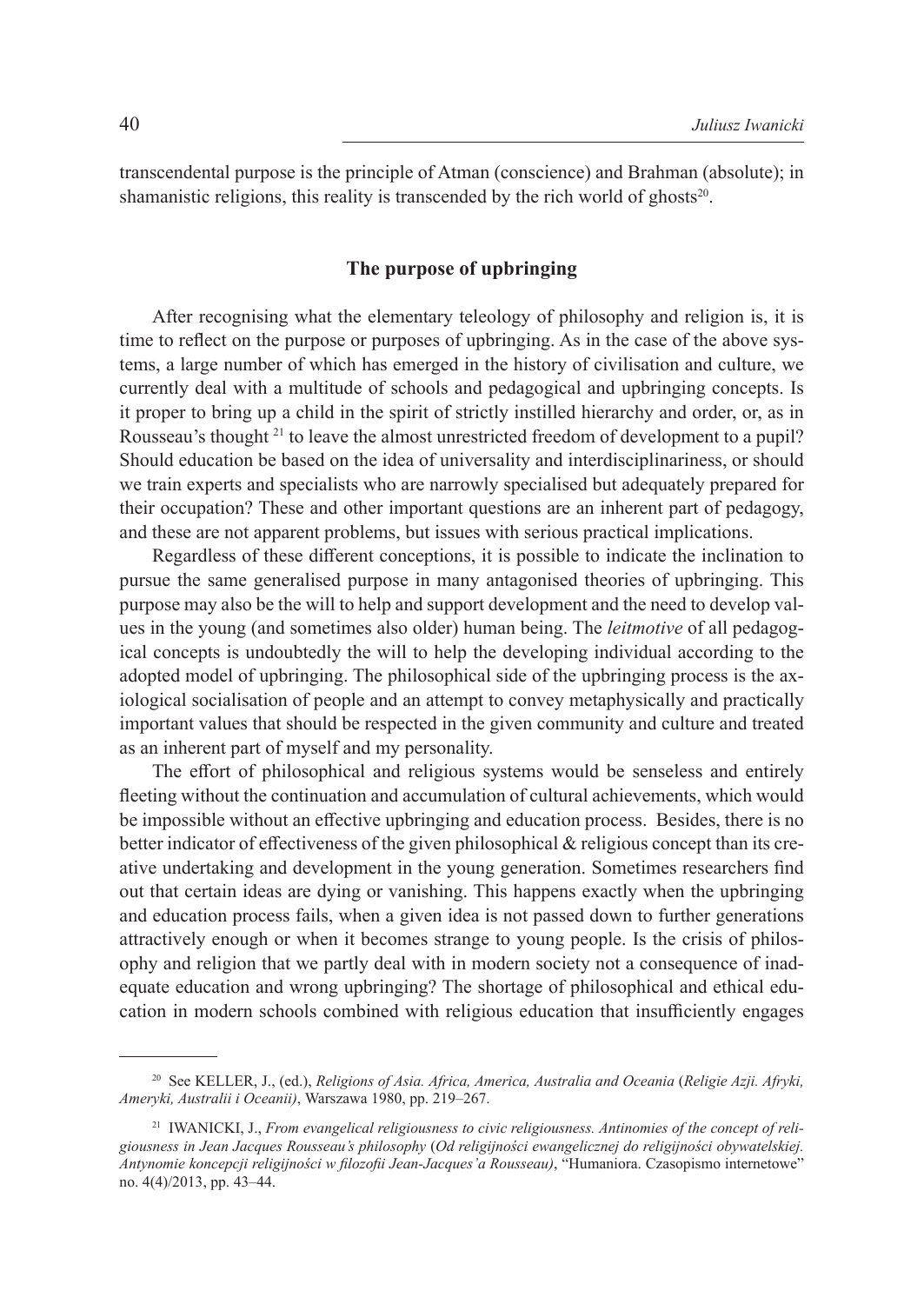transcendental purpose is the principle of Atman (conscience) and Brahman (absolute); in shamanistic religions, this reality is transcended by the rich world of ghosts[20].

## The purpose of upbringing

After recognising what the elementary teleology of philosophy and religion is, it is time to reflect on the purpose or purposes of upbringing. As in the case of the above systems, a large number of which has emerged in the history of civilisation and culture, we currently deal with a multitude of schools and pedagogical and upbringing concepts. Is it proper to bring up a child in the spirit of strictly instilled hierarchy and order, or, as in Rousseau's thought [21] to leave the almost unrestricted freedom of development to a pupil? Should education be based on the idea of universality and interdisciplinariness, or should we train experts and specialists who are narrowly specialised but adequately prepared for their occupation? These and other important questions are an inherent part of pedagogy, and these are not apparent problems, but issues with serious practical implications.

Regardless of these different conceptions, it is possible to indicate the inclination to pursue the same generalised purpose in many antagonised theories of upbringing. This purpose may also be the will to help and support development and the need to develop values in the young (and sometimes also older) human being. The *leitmotive* of all pedagogical concepts is undoubtedly the will to help the developing individual according to the adopted model of upbringing. The philosophical side of the upbringing process is the axiological socialisation of people and an attempt to convey metaphysically and practically important values that should be respected in the given community and culture and treated as an inherent part of myself and my personality.

The effort of philosophical and religious systems would be senseless and entirely fleeting without the continuation and accumulation of cultural achievements, which would be impossible without an effective upbringing and education process. Besides, there is no better indicator of effectiveness of the given philosophical & religious concept than its creative undertaking and development in the young generation. Sometimes researchers find out that certain ideas are dying or vanishing. This happens exactly when the upbringing and education process fails, when a given idea is not passed down to further generations attractively enough or when it becomes strange to young people. Is the crisis of philosophy and religion that we partly deal with in modern society not a consequence of inadequate education and wrong upbringing? The shortage of philosophical and ethical education in modern schools combined with religious education that insufficiently engages

---

[20] See KELLER, J., (ed.), *Religions of Asia. Africa, America, Australia and Oceania* (*Religie Azji. Afryki, Ameryki, Australii i Oceanii)*, Warszawa 1980, pp. 219–267.

[21] IWANICKI, J., *From evangelical religiousness to civic religiousness. Antinomies of the concept of religiousness in Jean Jacques Rousseau's philosophy* (*Od religijności ewangelicznej do religijności obywatelskiej. Antynomie koncepcji religijności w filozofii Jean-Jacques'a Rousseau)*, "Humaniora. Czasopismo internetowe" no. 4(4)/2013, pp. 43–44.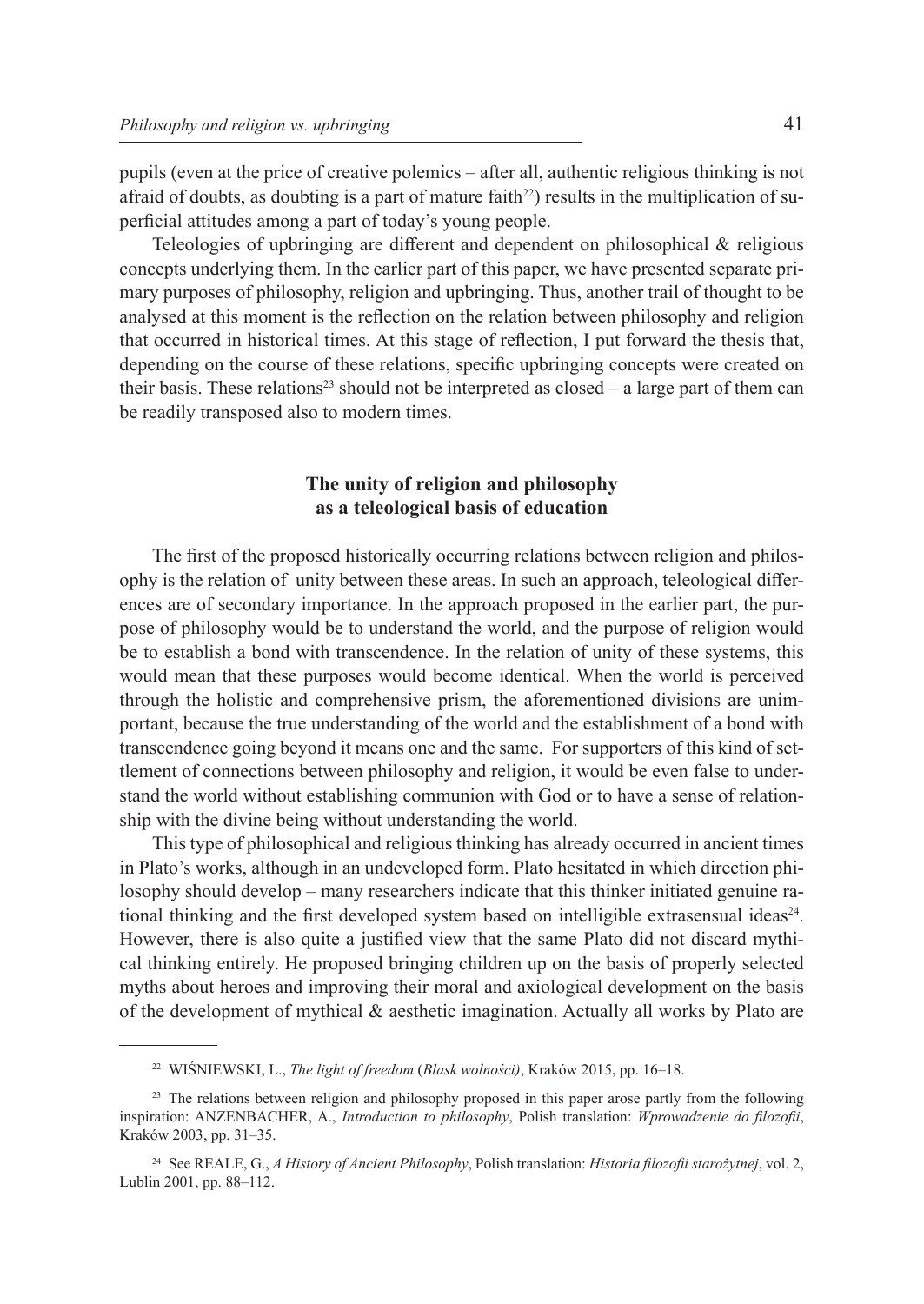pupils (even at the price of creative polemics – after all, authentic religious thinking is not afraid of doubts, as doubting is a part of mature faith[22]) results in the multiplication of superficial attitudes among a part of today's young people.

Teleologies of upbringing are different and dependent on philosophical & religious concepts underlying them. In the earlier part of this paper, we have presented separate primary purposes of philosophy, religion and upbringing. Thus, another trail of thought to be analysed at this moment is the reflection on the relation between philosophy and religion that occurred in historical times. At this stage of reflection, I put forward the thesis that, depending on the course of these relations, specific upbringing concepts were created on their basis. These relations[23] should not be interpreted as closed – a large part of them can be readily transposed also to modern times.

## The unity of religion and philosophy as a teleological basis of education

The first of the proposed historically occurring relations between religion and philosophy is the relation of unity between these areas. In such an approach, teleological differences are of secondary importance. In the approach proposed in the earlier part, the purpose of philosophy would be to understand the world, and the purpose of religion would be to establish a bond with transcendence. In the relation of unity of these systems, this would mean that these purposes would become identical. When the world is perceived through the holistic and comprehensive prism, the aforementioned divisions are unimportant, because the true understanding of the world and the establishment of a bond with transcendence going beyond it means one and the same. For supporters of this kind of settlement of connections between philosophy and religion, it would be even false to understand the world without establishing communion with God or to have a sense of relationship with the divine being without understanding the world.

This type of philosophical and religious thinking has already occurred in ancient times in Plato's works, although in an undeveloped form. Plato hesitated in which direction philosophy should develop – many researchers indicate that this thinker initiated genuine rational thinking and the first developed system based on intelligible extrasensual ideas[24]. However, there is also quite a justified view that the same Plato did not discard mythical thinking entirely. He proposed bringing children up on the basis of properly selected myths about heroes and improving their moral and axiological development on the basis of the development of mythical & aesthetic imagination. Actually all works by Plato are

---

[22] WIŚNIEWSKI, L., *The light of freedom* (*Blask wolności*), Kraków 2015, pp. 16–18.

[23] The relations between religion and philosophy proposed in this paper arose partly from the following inspiration: ANZENBACHER, A., *Introduction to philosophy*, Polish translation: *Wprowadzenie do filozofii*, Kraków 2003, pp. 31–35.

[24] See REALE, G., *A History of Ancient Philosophy*, Polish translation: *Historia filozofii starożytnej*, vol. 2, Lublin 2001, pp. 88–112.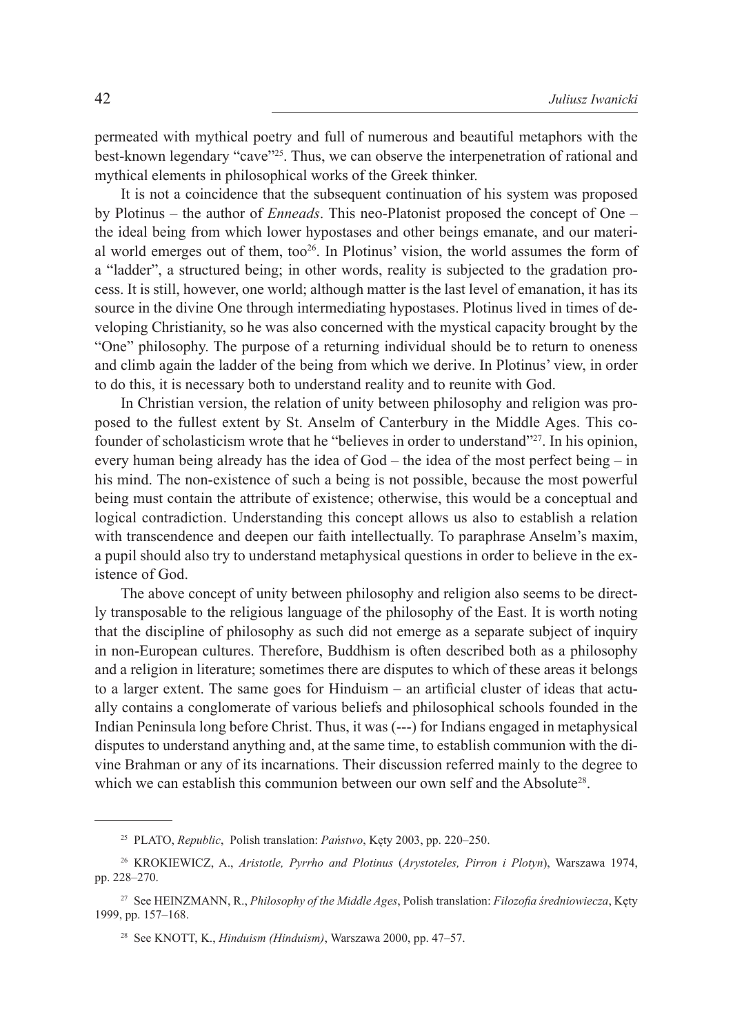permeated with mythical poetry and full of numerous and beautiful metaphors with the best-known legendary "cave"[25]. Thus, we can observe the interpenetration of rational and mythical elements in philosophical works of the Greek thinker.

It is not a coincidence that the subsequent continuation of his system was proposed by Plotinus – the author of *Enneads*. This neo-Platonist proposed the concept of One – the ideal being from which lower hypostases and other beings emanate, and our material world emerges out of them, too[26]. In Plotinus' vision, the world assumes the form of a "ladder", a structured being; in other words, reality is subjected to the gradation process. It is still, however, one world; although matter is the last level of emanation, it has its source in the divine One through intermediating hypostases. Plotinus lived in times of developing Christianity, so he was also concerned with the mystical capacity brought by the "One" philosophy. The purpose of a returning individual should be to return to oneness and climb again the ladder of the being from which we derive. In Plotinus' view, in order to do this, it is necessary both to understand reality and to reunite with God.

In Christian version, the relation of unity between philosophy and religion was proposed to the fullest extent by St. Anselm of Canterbury in the Middle Ages. This co-founder of scholasticism wrote that he "believes in order to understand"[27]. In his opinion, every human being already has the idea of God – the idea of the most perfect being – in his mind. The non-existence of such a being is not possible, because the most powerful being must contain the attribute of existence; otherwise, this would be a conceptual and logical contradiction. Understanding this concept allows us also to establish a relation with transcendence and deepen our faith intellectually. To paraphrase Anselm's maxim, a pupil should also try to understand metaphysical questions in order to believe in the existence of God.

The above concept of unity between philosophy and religion also seems to be directly transposable to the religious language of the philosophy of the East. It is worth noting that the discipline of philosophy as such did not emerge as a separate subject of inquiry in non-European cultures. Therefore, Buddhism is often described both as a philosophy and a religion in literature; sometimes there are disputes to which of these areas it belongs to a larger extent. The same goes for Hinduism – an artificial cluster of ideas that actually contains a conglomerate of various beliefs and philosophical schools founded in the Indian Peninsula long before Christ. Thus, it was (---) for Indians engaged in metaphysical disputes to understand anything and, at the same time, to establish communion with the divine Brahman or any of its incarnations. Their discussion referred mainly to the degree to which we can establish this communion between our own self and the Absolute[28].

---

[25] PLATO, *Republic*, Polish translation: *Państwo*, Kęty 2003, pp. 220–250.

[26] KROKIEWICZ, A., *Aristotle, Pyrrho and Plotinus* (*Arystoteles, Pirron i Plotyn*), Warszawa 1974, pp. 228–270.

[27] See HEINZMANN, R., *Philosophy of the Middle Ages*, Polish translation: *Filozofia średniowiecza*, Kęty 1999, pp. 157–168.

[28] See KNOTT, K., *Hinduism (Hinduism)*, Warszawa 2000, pp. 47–57.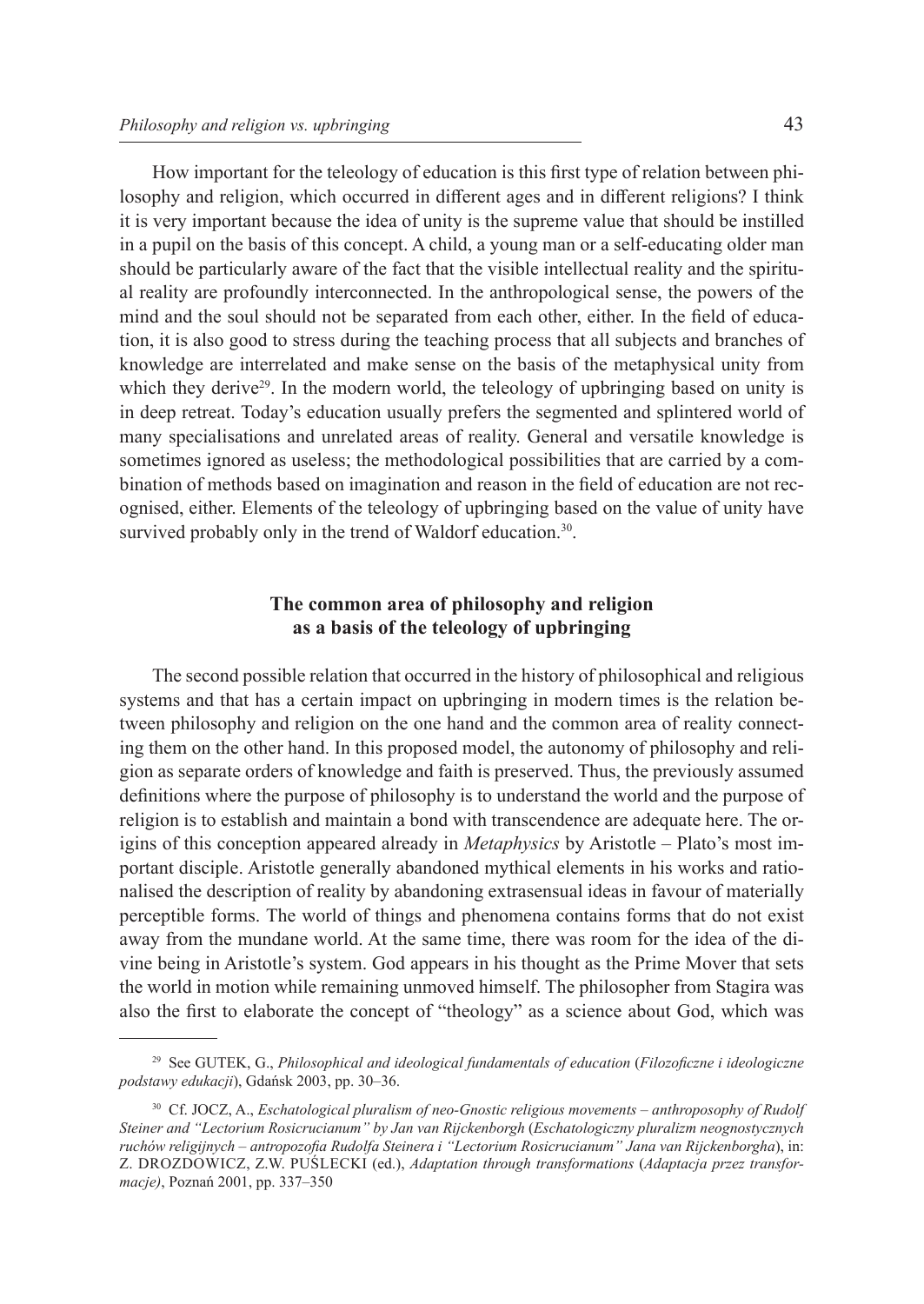How important for the teleology of education is this first type of relation between philosophy and religion, which occurred in different ages and in different religions? I think it is very important because the idea of unity is the supreme value that should be instilled in a pupil on the basis of this concept. A child, a young man or a self-educating older man should be particularly aware of the fact that the visible intellectual reality and the spiritual reality are profoundly interconnected. In the anthropological sense, the powers of the mind and the soul should not be separated from each other, either. In the field of education, it is also good to stress during the teaching process that all subjects and branches of knowledge are interrelated and make sense on the basis of the metaphysical unity from which they derive[29]. In the modern world, the teleology of upbringing based on unity is in deep retreat. Today's education usually prefers the segmented and splintered world of many specialisations and unrelated areas of reality. General and versatile knowledge is sometimes ignored as useless; the methodological possibilities that are carried by a combination of methods based on imagination and reason in the field of education are not recognised, either. Elements of the teleology of upbringing based on the value of unity have survived probably only in the trend of Waldorf education.[30].

## The common area of philosophy and religion as a basis of the teleology of upbringing

The second possible relation that occurred in the history of philosophical and religious systems and that has a certain impact on upbringing in modern times is the relation between philosophy and religion on the one hand and the common area of reality connecting them on the other hand. In this proposed model, the autonomy of philosophy and religion as separate orders of knowledge and faith is preserved. Thus, the previously assumed definitions where the purpose of philosophy is to understand the world and the purpose of religion is to establish and maintain a bond with transcendence are adequate here. The origins of this conception appeared already in *Metaphysics* by Aristotle – Plato's most important disciple. Aristotle generally abandoned mythical elements in his works and rationalised the description of reality by abandoning extrasensual ideas in favour of materially perceptible forms. The world of things and phenomena contains forms that do not exist away from the mundane world. At the same time, there was room for the idea of the divine being in Aristotle's system. God appears in his thought as the Prime Mover that sets the world in motion while remaining unmoved himself. The philosopher from Stagira was also the first to elaborate the concept of "theology" as a science about God, which was

---

[29] See GUTEK, G., *Philosophical and ideological fundamentals of education* (*Filozoficzne i ideologiczne podstawy edukacji*), Gdańsk 2003, pp. 30–36.

[30] Cf. JOCZ, A., *Eschatological pluralism of neo-Gnostic religious movements – anthroposophy of Rudolf Steiner and "Lectorium Rosicrucianum" by Jan van Rijckenborgh* (*Eschatologiczny pluralizm neognostycznych ruchów religijnych – antropozofia Rudolfa Steinera i "Lectorium Rosicrucianum" Jana van Rijckenborgha*), in: Z. DROZDOWICZ, Z.W. PUŚLECKI (ed.), *Adaptation through transformations* (*Adaptacja przez transformacje)*, Poznań 2001, pp. 337–350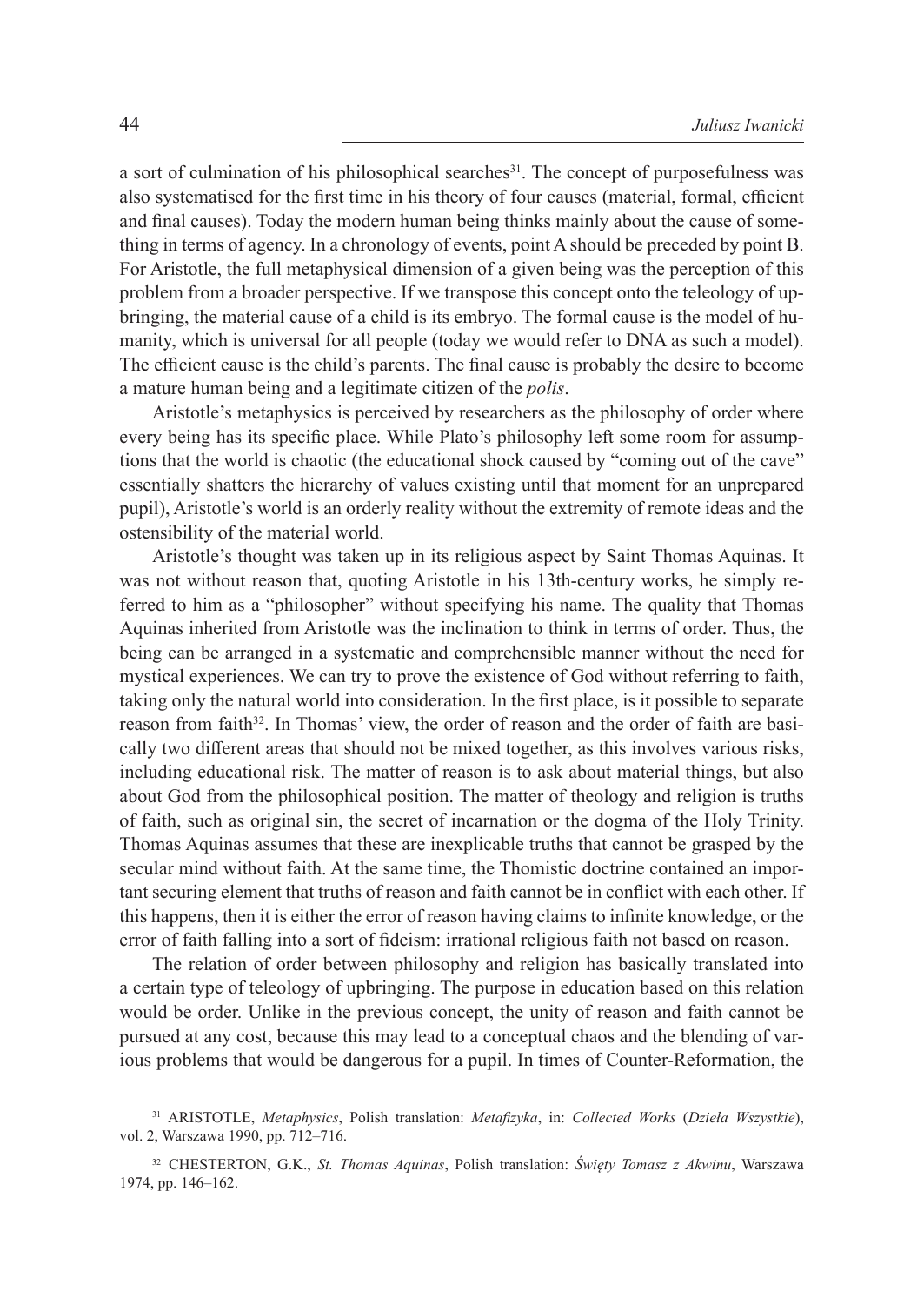a sort of culmination of his philosophical searches[31]. The concept of purposefulness was also systematised for the first time in his theory of four causes (material, formal, efficient and final causes). Today the modern human being thinks mainly about the cause of something in terms of agency. In a chronology of events, point A should be preceded by point B. For Aristotle, the full metaphysical dimension of a given being was the perception of this problem from a broader perspective. If we transpose this concept onto the teleology of upbringing, the material cause of a child is its embryo. The formal cause is the model of humanity, which is universal for all people (today we would refer to DNA as such a model). The efficient cause is the child's parents. The final cause is probably the desire to become a mature human being and a legitimate citizen of the *polis*.

Aristotle's metaphysics is perceived by researchers as the philosophy of order where every being has its specific place. While Plato's philosophy left some room for assumptions that the world is chaotic (the educational shock caused by "coming out of the cave" essentially shatters the hierarchy of values existing until that moment for an unprepared pupil), Aristotle's world is an orderly reality without the extremity of remote ideas and the ostensibility of the material world.

Aristotle's thought was taken up in its religious aspect by Saint Thomas Aquinas. It was not without reason that, quoting Aristotle in his 13th-century works, he simply referred to him as a "philosopher" without specifying his name. The quality that Thomas Aquinas inherited from Aristotle was the inclination to think in terms of order. Thus, the being can be arranged in a systematic and comprehensible manner without the need for mystical experiences. We can try to prove the existence of God without referring to faith, taking only the natural world into consideration. In the first place, is it possible to separate reason from faith[32]. In Thomas' view, the order of reason and the order of faith are basically two different areas that should not be mixed together, as this involves various risks, including educational risk. The matter of reason is to ask about material things, but also about God from the philosophical position. The matter of theology and religion is truths of faith, such as original sin, the secret of incarnation or the dogma of the Holy Trinity. Thomas Aquinas assumes that these are inexplicable truths that cannot be grasped by the secular mind without faith. At the same time, the Thomistic doctrine contained an important securing element that truths of reason and faith cannot be in conflict with each other. If this happens, then it is either the error of reason having claims to infinite knowledge, or the error of faith falling into a sort of fideism: irrational religious faith not based on reason.

The relation of order between philosophy and religion has basically translated into a certain type of teleology of upbringing. The purpose in education based on this relation would be order. Unlike in the previous concept, the unity of reason and faith cannot be pursued at any cost, because this may lead to a conceptual chaos and the blending of various problems that would be dangerous for a pupil. In times of Counter-Reformation, the

---

[31] ARISTOTLE, *Metaphysics*, Polish translation: *Metafizyka*, in: *Collected Works* (*Dzieła Wszystkie*), vol. 2, Warszawa 1990, pp. 712–716.

[32] CHESTERTON, G.K., *St. Thomas Aquinas*, Polish translation: *Święty Tomasz z Akwinu*, Warszawa 1974, pp. 146–162.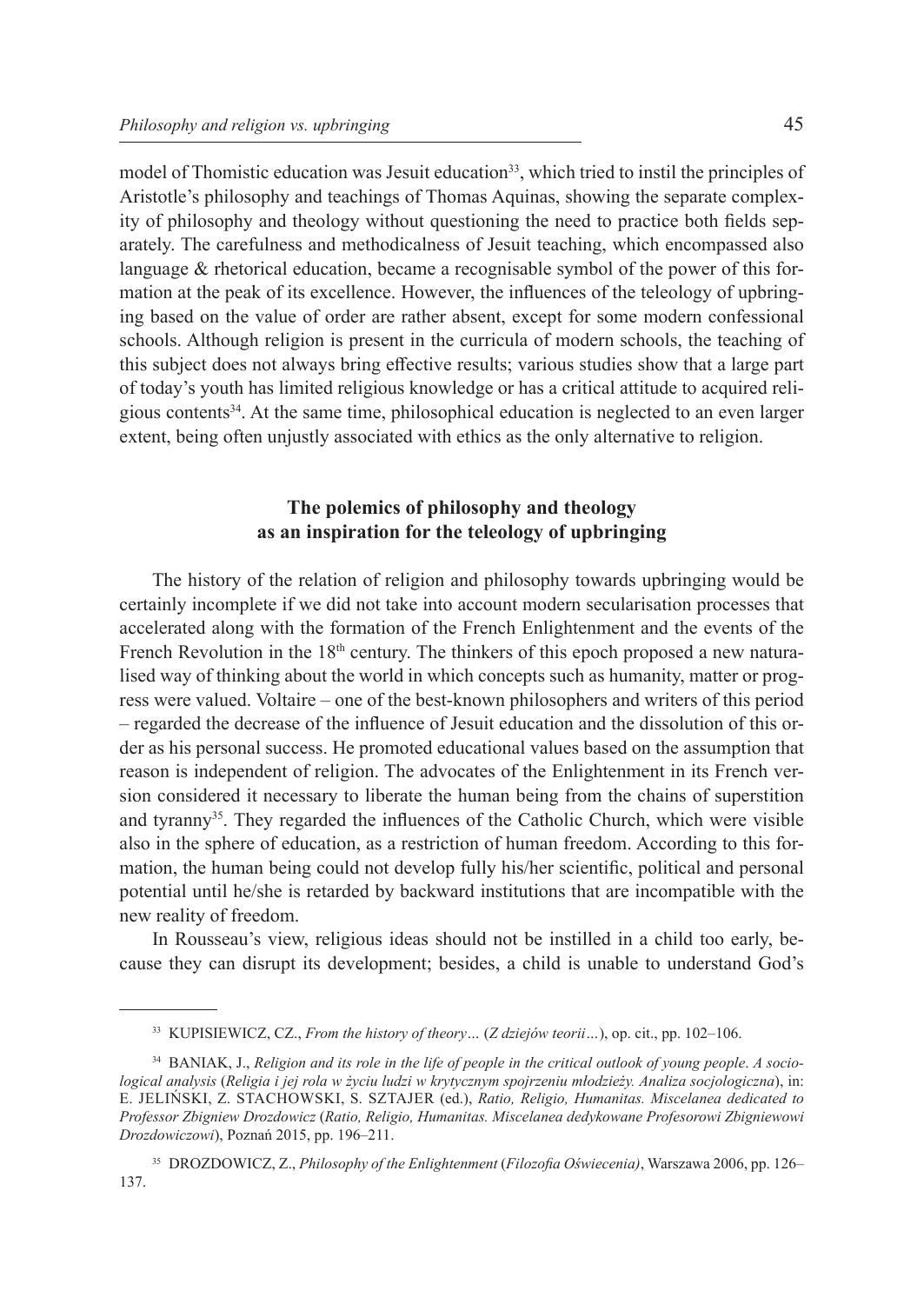model of Thomistic education was Jesuit education[33], which tried to instil the principles of Aristotle's philosophy and teachings of Thomas Aquinas, showing the separate complexity of philosophy and theology without questioning the need to practice both fields separately. The carefulness and methodicalness of Jesuit teaching, which encompassed also language & rhetorical education, became a recognisable symbol of the power of this formation at the peak of its excellence. However, the influences of the teleology of upbringing based on the value of order are rather absent, except for some modern confessional schools. Although religion is present in the curricula of modern schools, the teaching of this subject does not always bring effective results; various studies show that a large part of today's youth has limited religious knowledge or has a critical attitude to acquired religious contents[34]. At the same time, philosophical education is neglected to an even larger extent, being often unjustly associated with ethics as the only alternative to religion.

## The polemics of philosophy and theology as an inspiration for the teleology of upbringing

The history of the relation of religion and philosophy towards upbringing would be certainly incomplete if we did not take into account modern secularisation processes that accelerated along with the formation of the French Enlightenment and the events of the French Revolution in the 18th century. The thinkers of this epoch proposed a new naturalised way of thinking about the world in which concepts such as humanity, matter or progress were valued. Voltaire – one of the best-known philosophers and writers of this period – regarded the decrease of the influence of Jesuit education and the dissolution of this order as his personal success. He promoted educational values based on the assumption that reason is independent of religion. The advocates of the Enlightenment in its French version considered it necessary to liberate the human being from the chains of superstition and tyranny[35]. They regarded the influences of the Catholic Church, which were visible also in the sphere of education, as a restriction of human freedom. According to this formation, the human being could not develop fully his/her scientific, political and personal potential until he/she is retarded by backward institutions that are incompatible with the new reality of freedom.

In Rousseau's view, religious ideas should not be instilled in a child too early, because they can disrupt its development; besides, a child is unable to understand God's

---

[33] KUPISIEWICZ, CZ., *From the history of theory…* (*Z dziejów teorii…*), op. cit., pp. 102–106.

[34] BANIAK, J., *Religion and its role in the life of people in the critical outlook of young people. A sociological analysis* (*Religia i jej rola w życiu ludzi w krytycznym spojrzeniu młodzieży. Analiza socjologiczna*), in: E. JELIŃSKI, Z. STACHOWSKI, S. SZTAJER (ed.), *Ratio, Religio, Humanitas. Miscelanea dedicated to Professor Zbigniew Drozdowicz* (*Ratio, Religio, Humanitas. Miscelanea dedykowane Profesorowi Zbigniewowi Drozdowiczowi*), Poznań 2015, pp. 196–211.

[35] DROZDOWICZ, Z., *Philosophy of the Enlightenment* (*Filozofia Oświecenia)*, Warszawa 2006, pp. 126–137.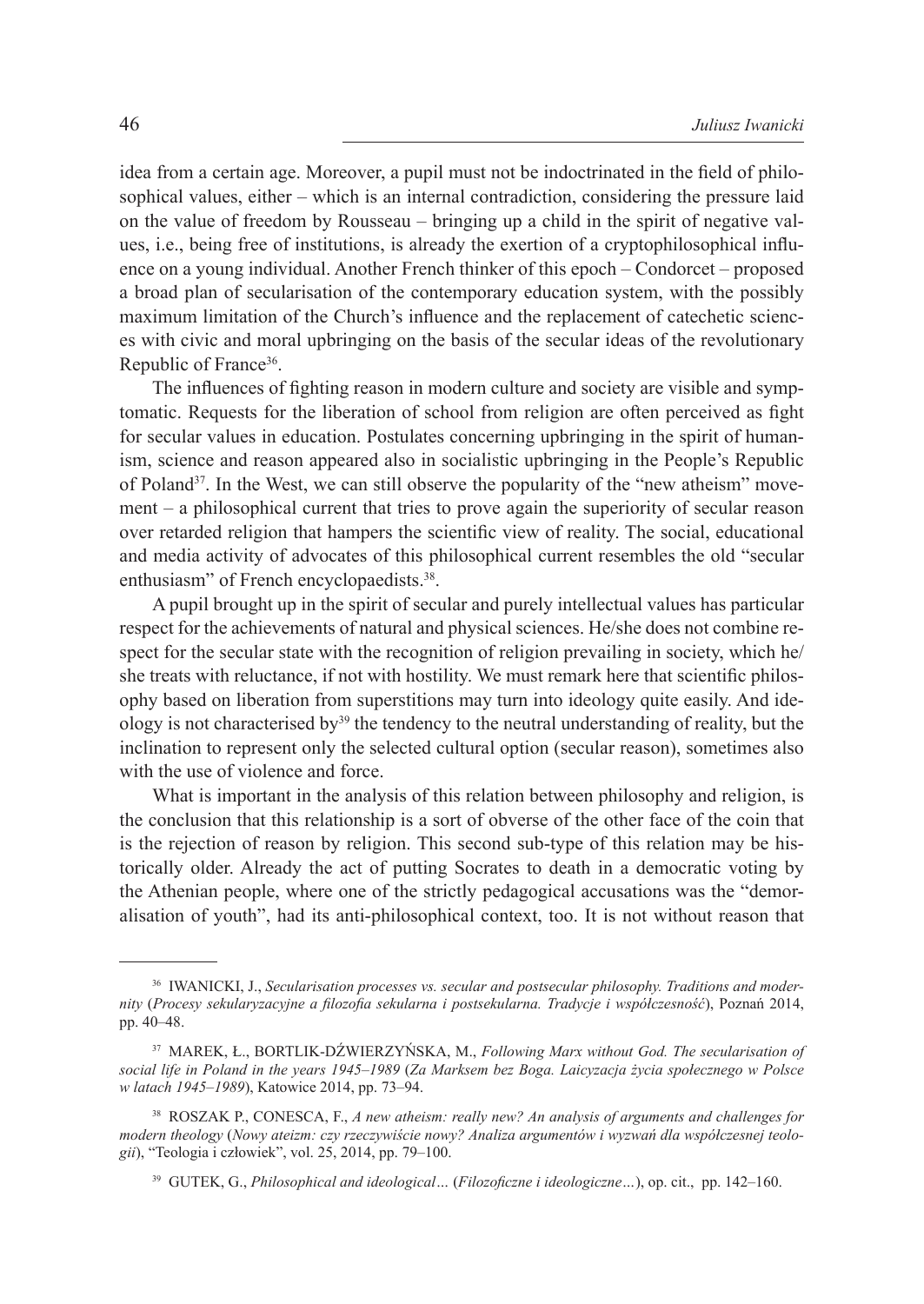idea from a certain age. Moreover, a pupil must not be indoctrinated in the field of philosophical values, either – which is an internal contradiction, considering the pressure laid on the value of freedom by Rousseau – bringing up a child in the spirit of negative values, i.e., being free of institutions, is already the exertion of a cryptophilosophical influence on a young individual. Another French thinker of this epoch – Condorcet – proposed a broad plan of secularisation of the contemporary education system, with the possibly maximum limitation of the Church's influence and the replacement of catechetic sciences with civic and moral upbringing on the basis of the secular ideas of the revolutionary Republic of France[36].

The influences of fighting reason in modern culture and society are visible and symptomatic. Requests for the liberation of school from religion are often perceived as fight for secular values in education. Postulates concerning upbringing in the spirit of humanism, science and reason appeared also in socialistic upbringing in the People's Republic of Poland[37]. In the West, we can still observe the popularity of the "new atheism" movement – a philosophical current that tries to prove again the superiority of secular reason over retarded religion that hampers the scientific view of reality. The social, educational and media activity of advocates of this philosophical current resembles the old "secular enthusiasm" of French encyclopaedists.[38].

A pupil brought up in the spirit of secular and purely intellectual values has particular respect for the achievements of natural and physical sciences. He/she does not combine respect for the secular state with the recognition of religion prevailing in society, which he/she treats with reluctance, if not with hostility. We must remark here that scientific philosophy based on liberation from superstitions may turn into ideology quite easily. And ideology is not characterised by[39] the tendency to the neutral understanding of reality, but the inclination to represent only the selected cultural option (secular reason), sometimes also with the use of violence and force.

What is important in the analysis of this relation between philosophy and religion, is the conclusion that this relationship is a sort of obverse of the other face of the coin that is the rejection of reason by religion. This second sub-type of this relation may be historically older. Already the act of putting Socrates to death in a democratic voting by the Athenian people, where one of the strictly pedagogical accusations was the "demoralisation of youth", had its anti-philosophical context, too. It is not without reason that

---

[36] IWANICKI, J., *Secularisation processes vs. secular and postsecular philosophy. Traditions and modernity* (*Procesy sekularyzacyjne a filozofia sekularna i postsekularna. Tradycje i współczesność*), Poznań 2014, pp. 40–48.

[37] MAREK, Ł., BORTLIK-DŹWIERZYŃSKA, M., *Following Marx without God. The secularisation of social life in Poland in the years 1945–1989* (*Za Marksem bez Boga. Laicyzacja życia społecznego w Polsce w latach 1945–1989*), Katowice 2014, pp. 73–94.

[38] ROSZAK P., CONESCA, F., *A new atheism: really new? An analysis of arguments and challenges for modern theology* (*Nowy ateizm: czy rzeczywiście nowy? Analiza argumentów i wyzwań dla współczesnej teologii*), "Teologia i człowiek", vol. 25, 2014, pp. 79–100.

[39] GUTEK, G., *Philosophical and ideological…* (*Filozoficzne i ideologiczne…*), op. cit., pp. 142–160.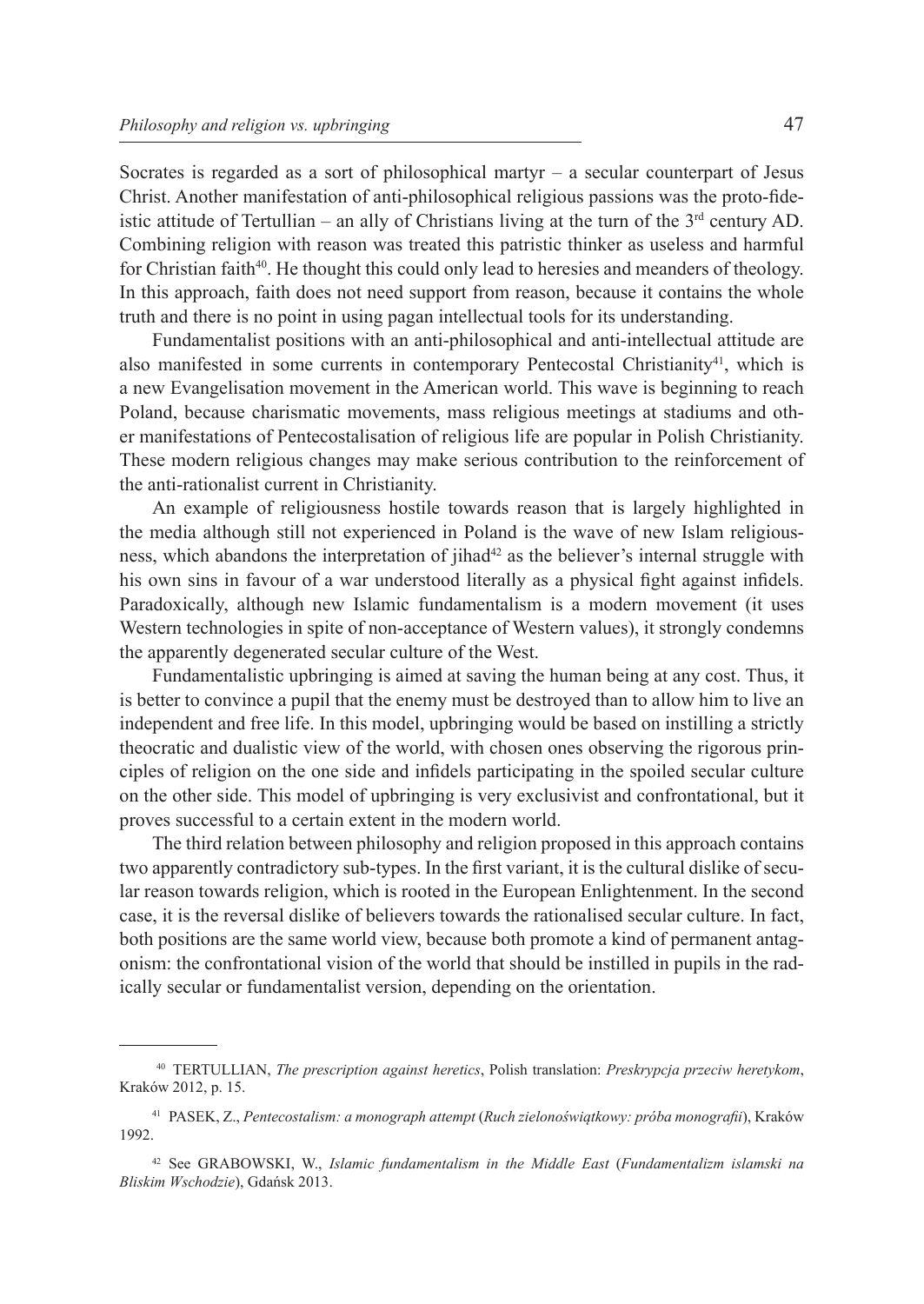Socrates is regarded as a sort of philosophical martyr – a secular counterpart of Jesus Christ. Another manifestation of anti-philosophical religious passions was the proto-fideistic attitude of Tertullian – an ally of Christians living at the turn of the 3rd century AD. Combining religion with reason was treated this patristic thinker as useless and harmful for Christian faith[40]. He thought this could only lead to heresies and meanders of theology. In this approach, faith does not need support from reason, because it contains the whole truth and there is no point in using pagan intellectual tools for its understanding.

Fundamentalist positions with an anti-philosophical and anti-intellectual attitude are also manifested in some currents in contemporary Pentecostal Christianity[41], which is a new Evangelisation movement in the American world. This wave is beginning to reach Poland, because charismatic movements, mass religious meetings at stadiums and other manifestations of Pentecostalisation of religious life are popular in Polish Christianity. These modern religious changes may make serious contribution to the reinforcement of the anti-rationalist current in Christianity.

An example of religiousness hostile towards reason that is largely highlighted in the media although still not experienced in Poland is the wave of new Islam religiousness, which abandons the interpretation of jihad[42] as the believer's internal struggle with his own sins in favour of a war understood literally as a physical fight against infidels. Paradoxically, although new Islamic fundamentalism is a modern movement (it uses Western technologies in spite of non-acceptance of Western values), it strongly condemns the apparently degenerated secular culture of the West.

Fundamentalistic upbringing is aimed at saving the human being at any cost. Thus, it is better to convince a pupil that the enemy must be destroyed than to allow him to live an independent and free life. In this model, upbringing would be based on instilling a strictly theocratic and dualistic view of the world, with chosen ones observing the rigorous principles of religion on the one side and infidels participating in the spoiled secular culture on the other side. This model of upbringing is very exclusivist and confrontational, but it proves successful to a certain extent in the modern world.

The third relation between philosophy and religion proposed in this approach contains two apparently contradictory sub-types. In the first variant, it is the cultural dislike of secular reason towards religion, which is rooted in the European Enlightenment. In the second case, it is the reversal dislike of believers towards the rationalised secular culture. In fact, both positions are the same world view, because both promote a kind of permanent antagonism: the confrontational vision of the world that should be instilled in pupils in the radically secular or fundamentalist version, depending on the orientation.

---

[40] TERTULLIAN, *The prescription against heretics*, Polish translation: *Preskrypcja przeciw heretykom*, Kraków 2012, p. 15.

[41] PASEK, Z., *Pentecostalism: a monograph attempt* (*Ruch zielonoświątkowy: próba monografii*), Kraków 1992.

[42] See GRABOWSKI, W., *Islamic fundamentalism in the Middle East* (*Fundamentalizm islamski na Bliskim Wschodzie*), Gdańsk 2013.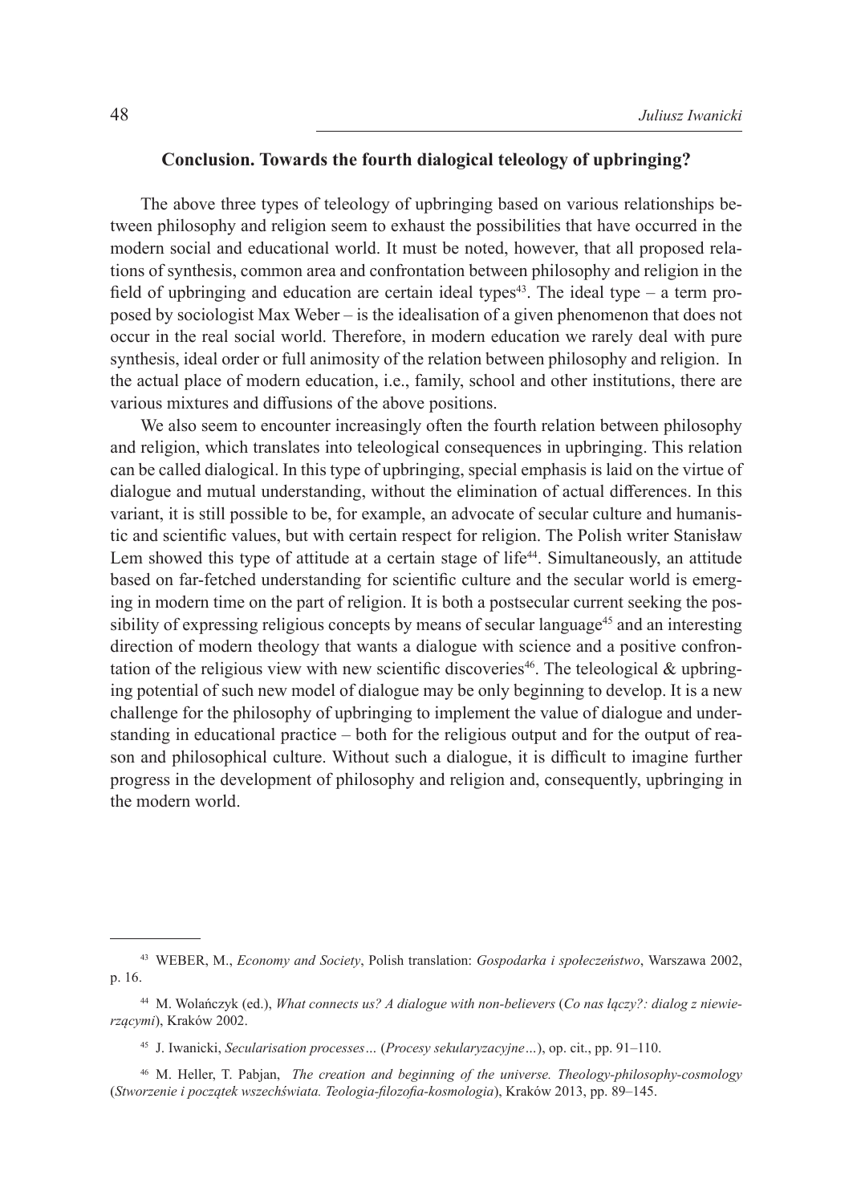## Conclusion. Towards the fourth dialogical teleology of upbringing?

The above three types of teleology of upbringing based on various relationships between philosophy and religion seem to exhaust the possibilities that have occurred in the modern social and educational world. It must be noted, however, that all proposed relations of synthesis, common area and confrontation between philosophy and religion in the field of upbringing and education are certain ideal types[43]. The ideal type – a term proposed by sociologist Max Weber – is the idealisation of a given phenomenon that does not occur in the real social world. Therefore, in modern education we rarely deal with pure synthesis, ideal order or full animosity of the relation between philosophy and religion. In the actual place of modern education, i.e., family, school and other institutions, there are various mixtures and diffusions of the above positions.

We also seem to encounter increasingly often the fourth relation between philosophy and religion, which translates into teleological consequences in upbringing. This relation can be called dialogical. In this type of upbringing, special emphasis is laid on the virtue of dialogue and mutual understanding, without the elimination of actual differences. In this variant, it is still possible to be, for example, an advocate of secular culture and humanistic and scientific values, but with certain respect for religion. The Polish writer Stanisław Lem showed this type of attitude at a certain stage of life[44]. Simultaneously, an attitude based on far-fetched understanding for scientific culture and the secular world is emerging in modern time on the part of religion. It is both a postsecular current seeking the possibility of expressing religious concepts by means of secular language[45] and an interesting direction of modern theology that wants a dialogue with science and a positive confrontation of the religious view with new scientific discoveries[46]. The teleological & upbringing potential of such new model of dialogue may be only beginning to develop. It is a new challenge for the philosophy of upbringing to implement the value of dialogue and understanding in educational practice – both for the religious output and for the output of reason and philosophical culture. Without such a dialogue, it is difficult to imagine further progress in the development of philosophy and religion and, consequently, upbringing in the modern world.

---

[43] WEBER, M., *Economy and Society*, Polish translation: *Gospodarka i społeczeństwo*, Warszawa 2002, p. 16.

[44] M. Wolańczyk (ed.), *What connects us? A dialogue with non-believers* (*Co nas łączy?: dialog z niewierzącymi*), Kraków 2002.

[45] J. Iwanicki, *Secularisation processes…* (*Procesy sekularyzacyjne…*), op. cit., pp. 91–110.

[46] M. Heller, T. Pabjan, *The creation and beginning of the universe. Theology-philosophy-cosmology* (*Stworzenie i początek wszechświata. Teologia-filozofia-kosmologia*), Kraków 2013, pp. 89–145.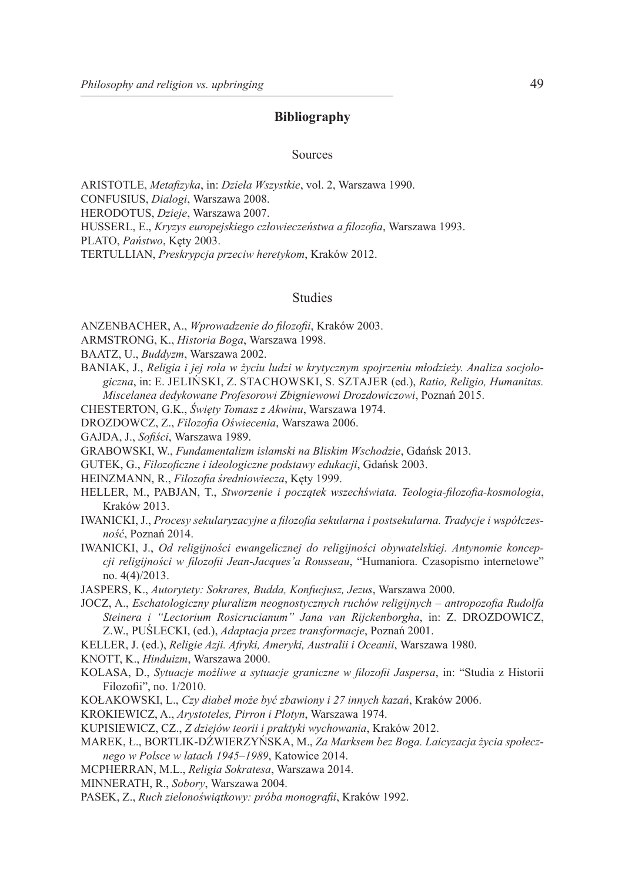## Bibliography

### Sources

ARISTOTLE, *Metafizyka*, in: *Dzieła Wszystkie*, vol. 2, Warszawa 1990.

CONFUSIUS, *Dialogi*, Warszawa 2008.

HERODOTUS, *Dzieje*, Warszawa 2007.

HUSSERL, E., *Kryzys europejskiego człowieczeństwa a filozofia*, Warszawa 1993.

PLATO, *Państwo*, Kęty 2003.

TERTULLIAN, *Preskrypcja przeciw heretykom*, Kraków 2012.

### Studies

ANZENBACHER, A., *Wprowadzenie do filozofii*, Kraków 2003.

ARMSTRONG, K., *Historia Boga*, Warszawa 1998.

BAATZ, U., *Buddyzm*, Warszawa 2002.

BANIAK, J., *Religia i jej rola w życiu ludzi w krytycznym spojrzeniu młodzieży. Analiza socjologiczna*, in: E. JELIŃSKI, Z. STACHOWSKI, S. SZTAJER (ed.), *Ratio, Religio, Humanitas. Miscelanea dedykowane Profesorowi Zbigniewowi Drozdowiczowi*, Poznań 2015.

CHESTERTON, G.K., *Święty Tomasz z Akwinu*, Warszawa 1974.

DROZDOWCZ, Z., *Filozofia Oświecenia*, Warszawa 2006.

GAJDA, J., *Sofiści*, Warszawa 1989.

GRABOWSKI, W., *Fundamentalizm islamski na Bliskim Wschodzie*, Gdańsk 2013.

GUTEK, G., *Filozoficzne i ideologiczne podstawy edukacji*, Gdańsk 2003.

HEINZMANN, R., *Filozofia średniowiecza*, Kęty 1999.

HELLER, M., PABJAN, T., *Stworzenie i początek wszechświata. Teologia-filozofia-kosmologia*, Kraków 2013.

IWANICKI, J., *Procesy sekularyzacyjne a filozofia sekularna i postsekularna. Tradycje i współczesność*, Poznań 2014.

IWANICKI, J., *Od religijności ewangelicznej do religijności obywatelskiej. Antynomie koncepcji religijności w filozofii Jean-Jacques'a Rousseau*, "Humaniora. Czasopismo internetowe" no. 4(4)/2013.

JASPERS, K., *Autorytety: Sokrares, Budda, Konfucjusz, Jezus*, Warszawa 2000.

JOCZ, A., *Eschatologiczny pluralizm neognostycznych ruchów religijnych – antropozofia Rudolfa Steinera i "Lectorium Rosicrucianum" Jana van Rijckenborgha*, in: Z. DROZDOWICZ, Z.W., PUŚLECKI, (ed.), *Adaptacja przez transformacje*, Poznań 2001.

KELLER, J. (ed.), *Religie Azji. Afryki, Ameryki, Australii i Oceanii*, Warszawa 1980.

KNOTT, K., *Hinduizm*, Warszawa 2000.

KOLASA, D., *Sytuacje możliwe a sytuacje graniczne w filozofii Jaspersa*, in: "Studia z Historii Filozofii", no. 1/2010.

KOŁAKOWSKI, L., *Czy diabeł może być zbawiony i 27 innych kazań*, Kraków 2006.

KROKIEWICZ, A., *Arystoteles, Pirron i Plotyn*, Warszawa 1974.

KUPISIEWICZ, CZ., *Z dziejów teorii i praktyki wychowania*, Kraków 2012.

MAREK, Ł., BORTLIK-DŹWIERZYŃSKA, M., *Za Marksem bez Boga. Laicyzacja życia społecznego w Polsce w latach 1945–1989*, Katowice 2014.

MCPHERRAN, M.L., *Religia Sokratesa*, Warszawa 2014.

MINNERATH, R., *Sobory*, Warszawa 2004.

PASEK, Z., *Ruch zielonoświątkowy: próba monografii*, Kraków 1992.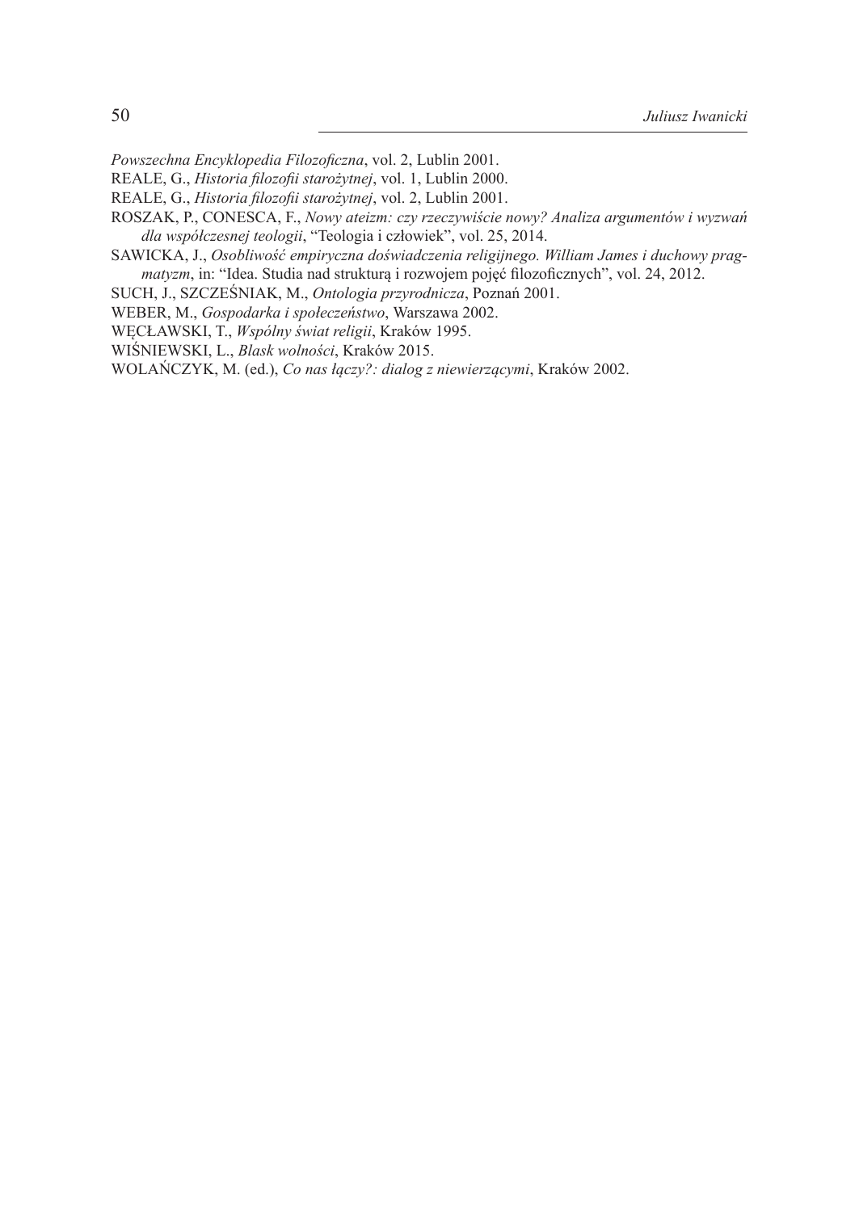*Powszechna Encyklopedia Filozoficzna*, vol. 2, Lublin 2001.

REALE, G., *Historia filozofii starożytnej*, vol. 1, Lublin 2000.

REALE, G., *Historia filozofii starożytnej*, vol. 2, Lublin 2001.

ROSZAK, P., CONESCA, F., *Nowy ateizm: czy rzeczywiście nowy? Analiza argumentów i wyzwań dla współczesnej teologii*, "Teologia i człowiek", vol. 25, 2014.

SAWICKA, J., *Osobliwość empiryczna doświadczenia religijnego. William James i duchowy pragmatyzm*, in: "Idea. Studia nad strukturą i rozwojem pojęć filozoficznych", vol. 24, 2012.

SUCH, J., SZCZEŚNIAK, M., *Ontologia przyrodnicza*, Poznań 2001.

WEBER, M., *Gospodarka i społeczeństwo*, Warszawa 2002.

WĘCŁAWSKI, T., *Wspólny świat religii*, Kraków 1995.

WIŚNIEWSKI, L., *Blask wolności*, Kraków 2015.

WOLAŃCZYK, M. (ed.), *Co nas łączy?: dialog z niewierzącymi*, Kraków 2002.